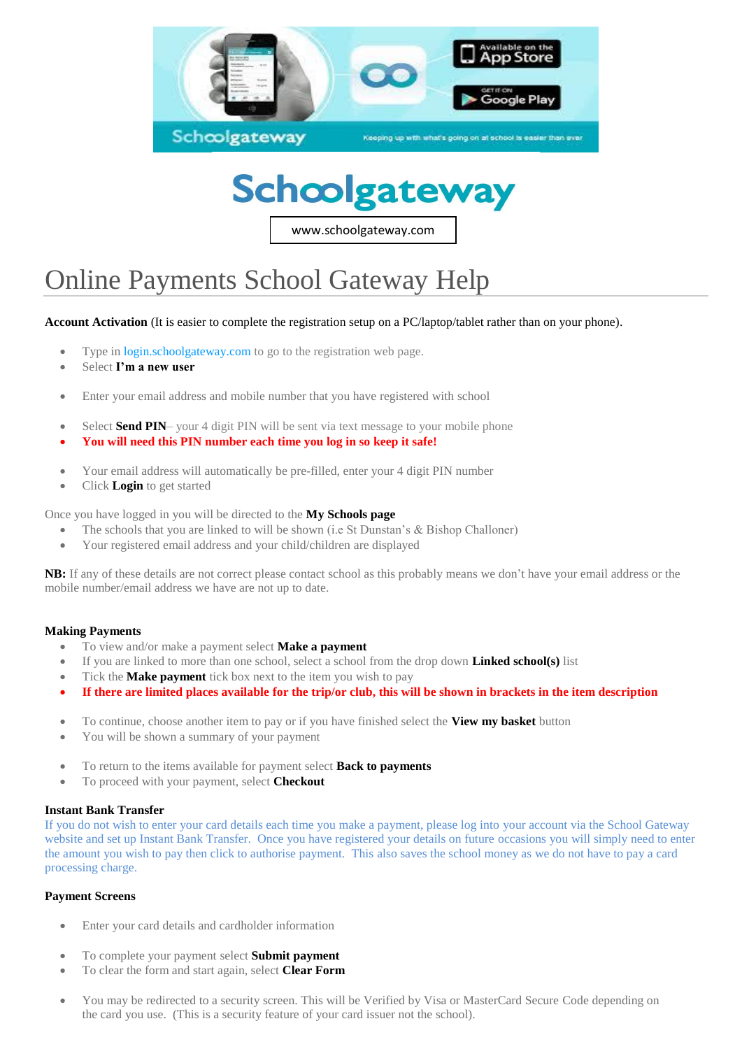# Schoolgateway

www.schoolgateway.com

# Online Payments School Gateway Help

**Account Activation** (It is easier to complete the registration setup on a PC/laptop/tablet rather than on your phone).

- Type in login.schoolgateway.com to go to the registration web page.
- Select **I'm a new user**

- Enter your email address and mobile number that you have registered with school

- Select **Send PIN**– your 4 digit PIN will be sent via text message to your mobile phone
- **You will need this PIN number each time you log in so keep it safe!**

- Your email address will automatically be pre-filled, enter your 4 digit PIN number
- Click **Login** to get started

Once you have logged in you will be directed to the **My Schools page**

- The schools that you are linked to will be shown (i.e St Dunstan's & Bishop Challoner)
- Your registered email address and your child/children are displayed

**NB:** If any of these details are not correct please contact school as this probably means we don't have your email address or the mobile number/email address we have are not up to date.

**Making Payments**

- To view and/or make a payment select **Make a payment**
- If you are linked to more than one school, select a school from the drop down **Linked school(s)** list
- Tick the **Make payment** tick box next to the item you wish to pay
- **If there are limited places available for the trip/or club, this will be shown in brackets in the item description**

- To continue, choose another item to pay or if you have finished select the **View my basket** button
- You will be shown a summary of your payment

- To return to the items available for payment select **Back to payments**
- To proceed with your payment, select **Checkout**

**Instant Bank Transfer**

If you do not wish to enter your card details each time you make a payment, please log into your account via the School Gateway website and set up Instant Bank Transfer. Once you have registered your details on future occasions you will simply need to enter the amount you wish to pay then click to authorise payment. This also saves the school money as we do not have to pay a card processing charge.

**Payment Screens**

- Enter your card details and cardholder information

- To complete your payment select **Submit payment**
- To clear the form and start again, select **Clear Form**

- You may be redirected to a security screen. This will be Verified by Visa or MasterCard Secure Code depending on the card you use. (This is a security feature of your card issuer not the school).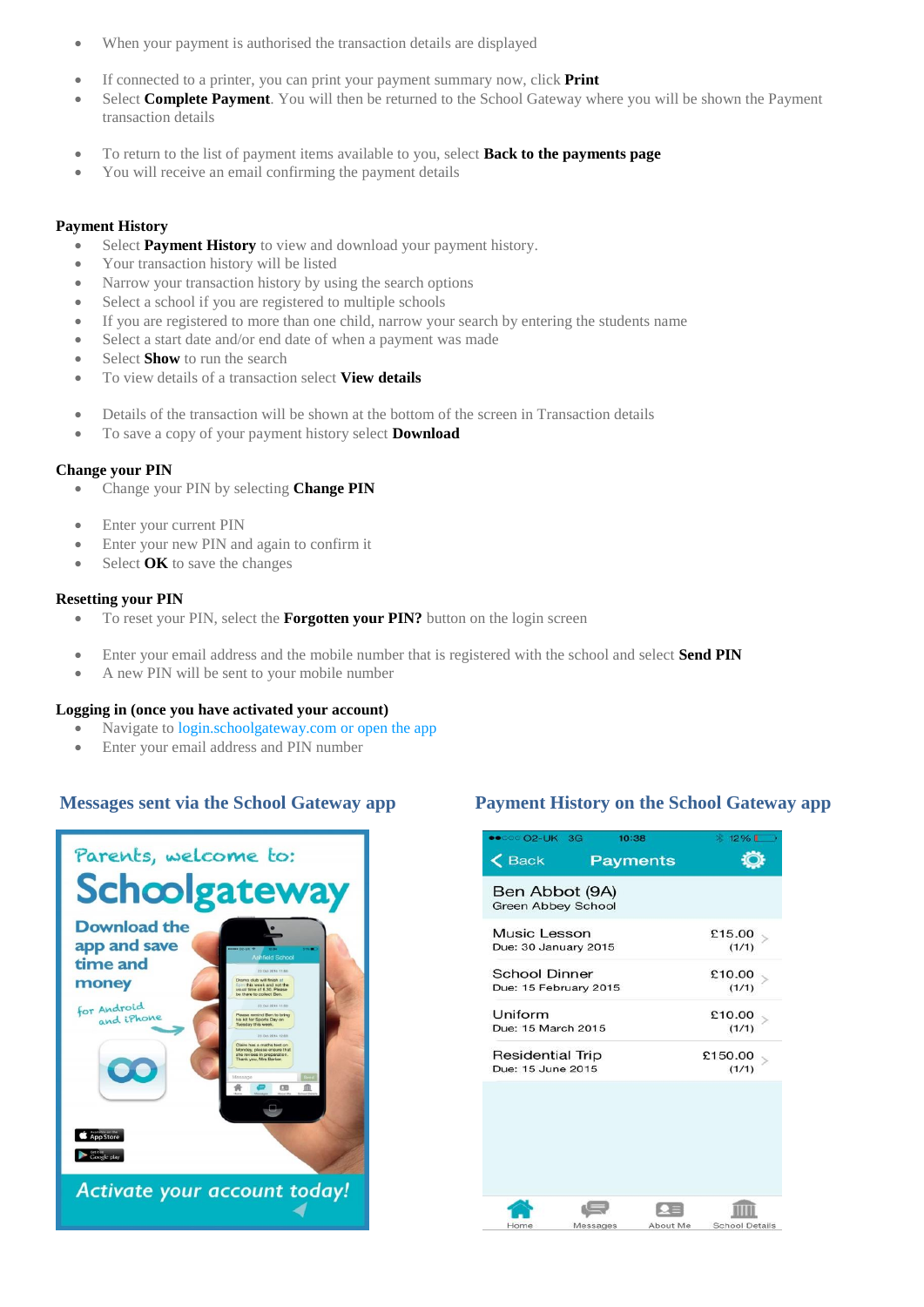- When your payment is authorised the transaction details are displayed
- If connected to a printer, you can print your payment summary now, click **Print**
- Select **Complete Payment**. You will then be returned to the School Gateway where you will be shown the Payment transaction details
- To return to the list of payment items available to you, select **Back to the payments page**
- You will receive an email confirming the payment details

**Payment History**

- Select **Payment History** to view and download your payment history.
- Your transaction history will be listed
- Narrow your transaction history by using the search options
- Select a school if you are registered to multiple schools
- If you are registered to more than one child, narrow your search by entering the students name
- Select a start date and/or end date of when a payment was made
- Select **Show** to run the search
- To view details of a transaction select **View details**
- Details of the transaction will be shown at the bottom of the screen in Transaction details
- To save a copy of your payment history select **Download**

**Change your PIN**

- Change your PIN by selecting **Change PIN**
- Enter your current PIN
- Enter your new PIN and again to confirm it
- Select **OK** to save the changes

**Resetting your PIN**

- To reset your PIN, select the **Forgotten your PIN?** button on the login screen
- Enter your email address and the mobile number that is registered with the school and select **Send PIN**
- A new PIN will be sent to your mobile number

**Logging in (once you have activated your account)**

- Navigate to login.schoolgateway.com or open the app
- Enter your email address and PIN number

## Messages sent via the School Gateway app

## Payment History on the School Gateway app